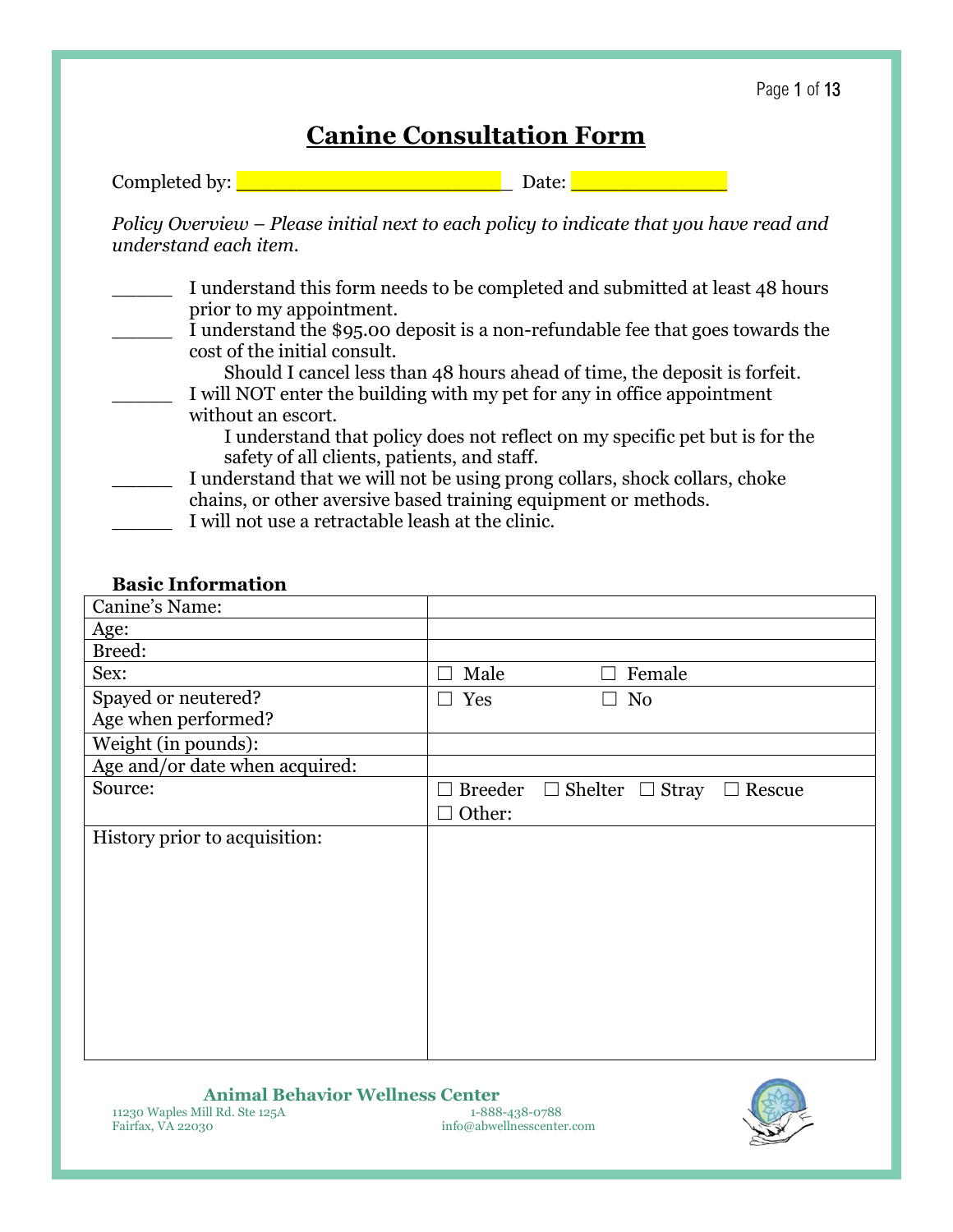# Canine Consultation Form

Completed by: ________________________ Date: _______________

*Policy Overview – Please initial next to each policy to indicate that you have read and understand each item.*

______ I understand this form needs to be completed and submitted at least 48 hours prior to my appointment.

______ I understand the $95.00 deposit is a non-refundable fee that goes towards the cost of the initial consult.
Should I cancel less than 48 hours ahead of time, the deposit is forfeit.

______ I will NOT enter the building with my pet for any in office appointment without an escort.
I understand that policy does not reflect on my specific pet but is for the safety of all clients, patients, and staff.

______ I understand that we will not be using prong collars, shock collars, choke chains, or other aversive based training equipment or methods.

______ I will not use a retractable leash at the clinic.

**Basic Information**

| | |
|---|---|
| Canine's Name: | |
| Age: | |
| Breed: | |
| Sex: | ☐ Male ☐ Female |
| Spayed or neutered?<br>Age when performed? | ☐ Yes ☐ No |
| Weight (in pounds): | |
| Age and/or date when acquired: | |
| Source: | ☐ Breeder ☐ Shelter ☐ Stray ☐ Rescue<br>☐ Other: |
| History prior to acquisition: | |

**Animal Behavior Wellness Center**
11230 Waples Mill Rd. Ste 125A
Fairfax, VA 22030
1-888-438-0788
info@abwellnesscenter.com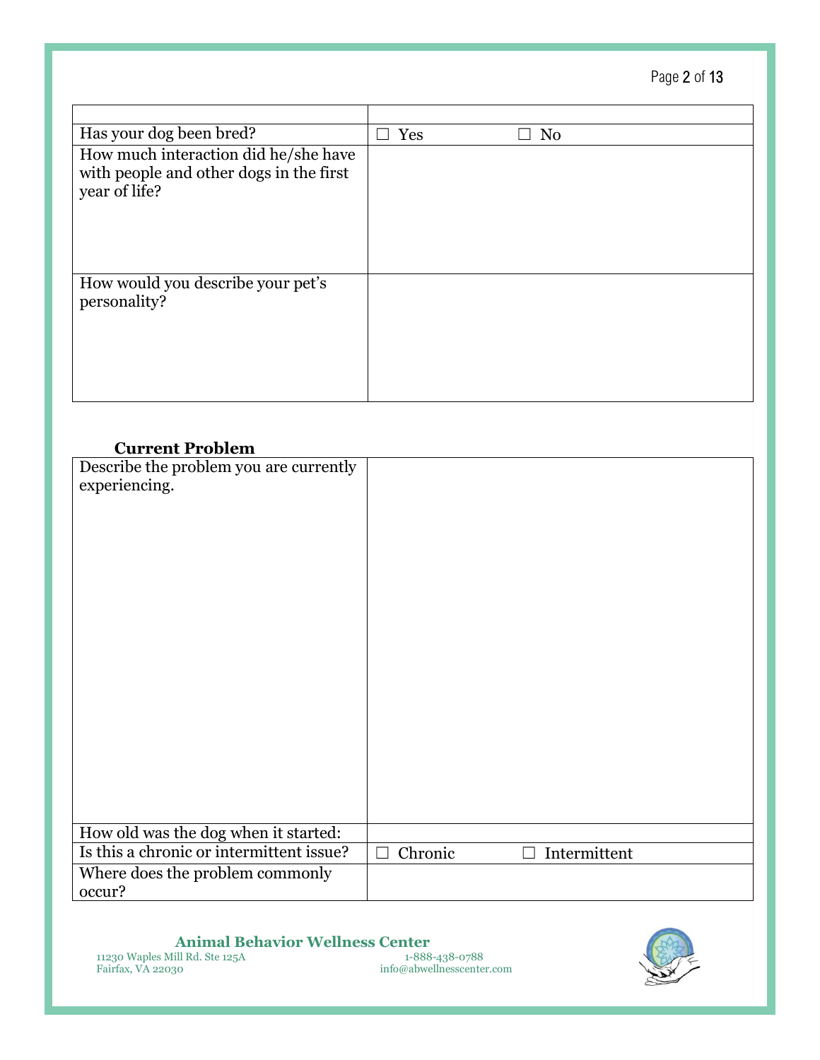| | |
|---|---|
| Has your dog been bred? | ☐ Yes ☐ No |
| How much interaction did he/she have with people and other dogs in the first year of life? | |
| How would you describe your pet's personality? | |

**Current Problem**

| | |
|---|---|
| Describe the problem you are currently experiencing. | |
| How old was the dog when it started: | |
| Is this a chronic or intermittent issue? | ☐ Chronic ☐ Intermittent |
| Where does the problem commonly occur? | |

**Animal Behavior Wellness Center**
11230 Waples Mill Rd. Ste 125A
Fairfax, VA 22030
1-888-438-0788
info@abwellnesscenter.com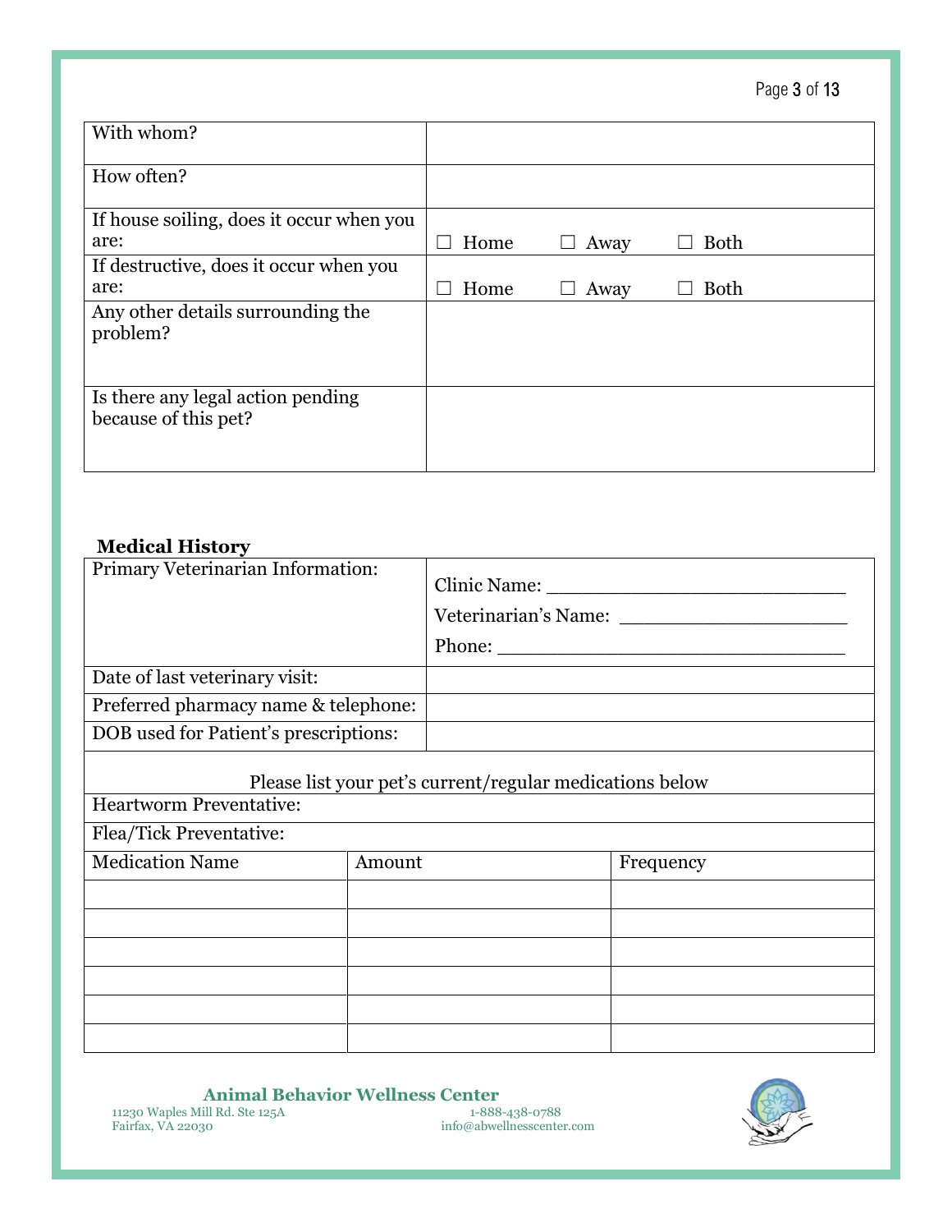| With whom? | |
|---|---|
| How often? | |
| If house soiling, does it occur when you are: | ☐ Home ☐ Away ☐ Both |
| If destructive, does it occur when you are: | ☐ Home ☐ Away ☐ Both |
| Any other details surrounding the problem? | |
| Is there any legal action pending because of this pet? | |

**Medical History**

| Primary Veterinarian Information: | Clinic Name: ___________________________<br>Veterinarian's Name: ____________________<br>Phone: _______________________________ |
|---|---|
| Date of last veterinary visit: | |
| Preferred pharmacy name & telephone: | |
| DOB used for Patient's prescriptions: | |

Please list your pet's current/regular medications below

Heartworm Preventative:

Flea/Tick Preventative:

| Medication Name | Amount | Frequency |
|---|---|---|
| | | |
| | | |
| | | |
| | | |
| | | |
| | | |

**Animal Behavior Wellness Center**
11230 Waples Mill Rd. Ste 125A
Fairfax, VA 22030
1-888-438-0788
info@abwellnesscenter.com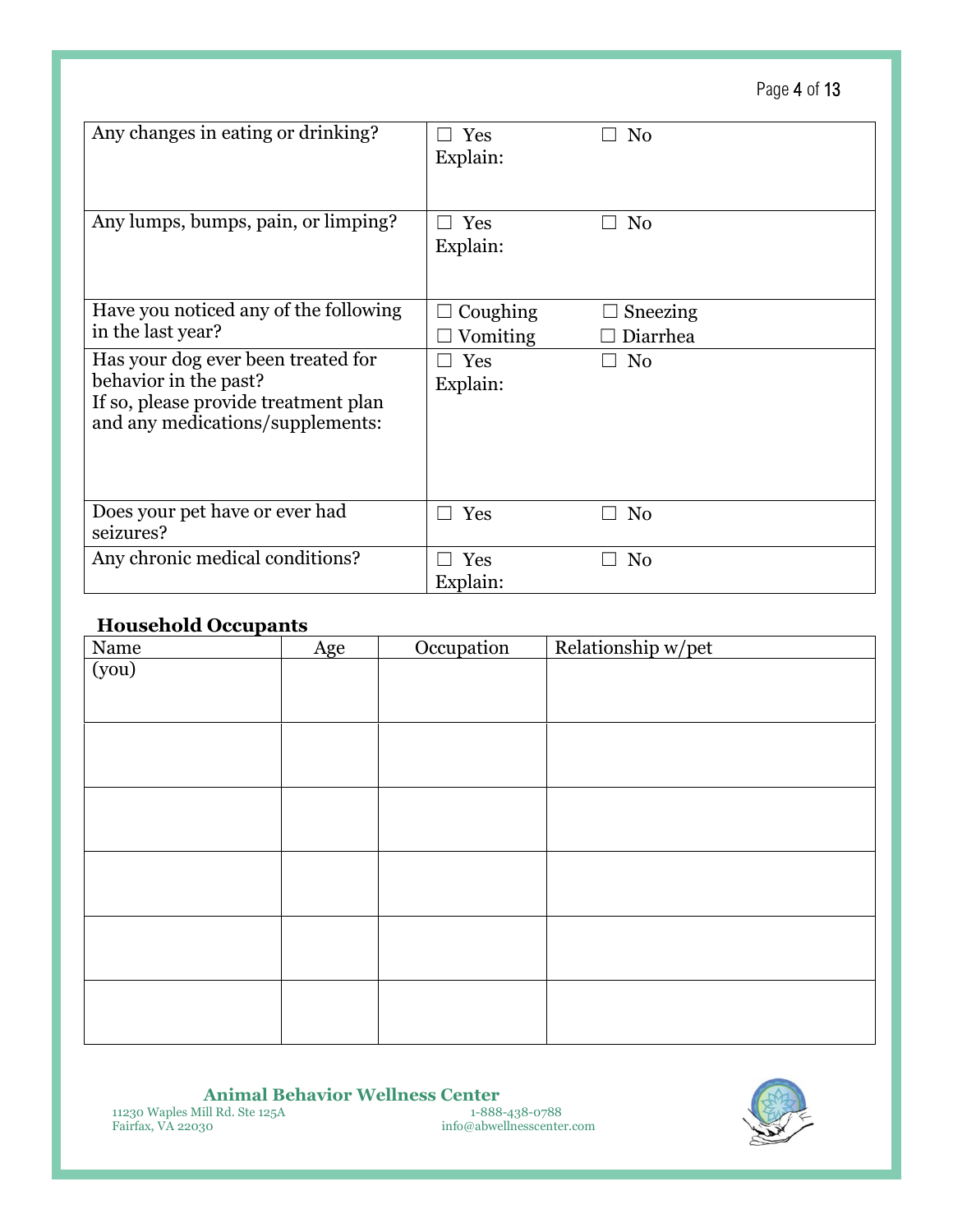| Any changes in eating or drinking? | ☐ Yes ☐ No<br>Explain: |
|---|---|
| Any lumps, bumps, pain, or limping? | ☐ Yes ☐ No<br>Explain: |
| Have you noticed any of the following in the last year? | ☐ Coughing ☐ Sneezing<br>☐ Vomiting ☐ Diarrhea |
| Has your dog ever been treated for behavior in the past?<br>If so, please provide treatment plan and any medications/supplements: | ☐ Yes ☐ No<br>Explain: |
| Does your pet have or ever had seizures? | ☐ Yes ☐ No |
| Any chronic medical conditions? | ☐ Yes ☐ No<br>Explain: |

**Household Occupants**

| Name | Age | Occupation | Relationship w/pet |
|---|---|---|---|
| (you) | | | |
| | | | |
| | | | |
| | | | |
| | | | |
| | | | |

**Animal Behavior Wellness Center**
11230 Waples Mill Rd. Ste 125A
Fairfax, VA 22030
1-888-438-0788
info@abwellnesscenter.com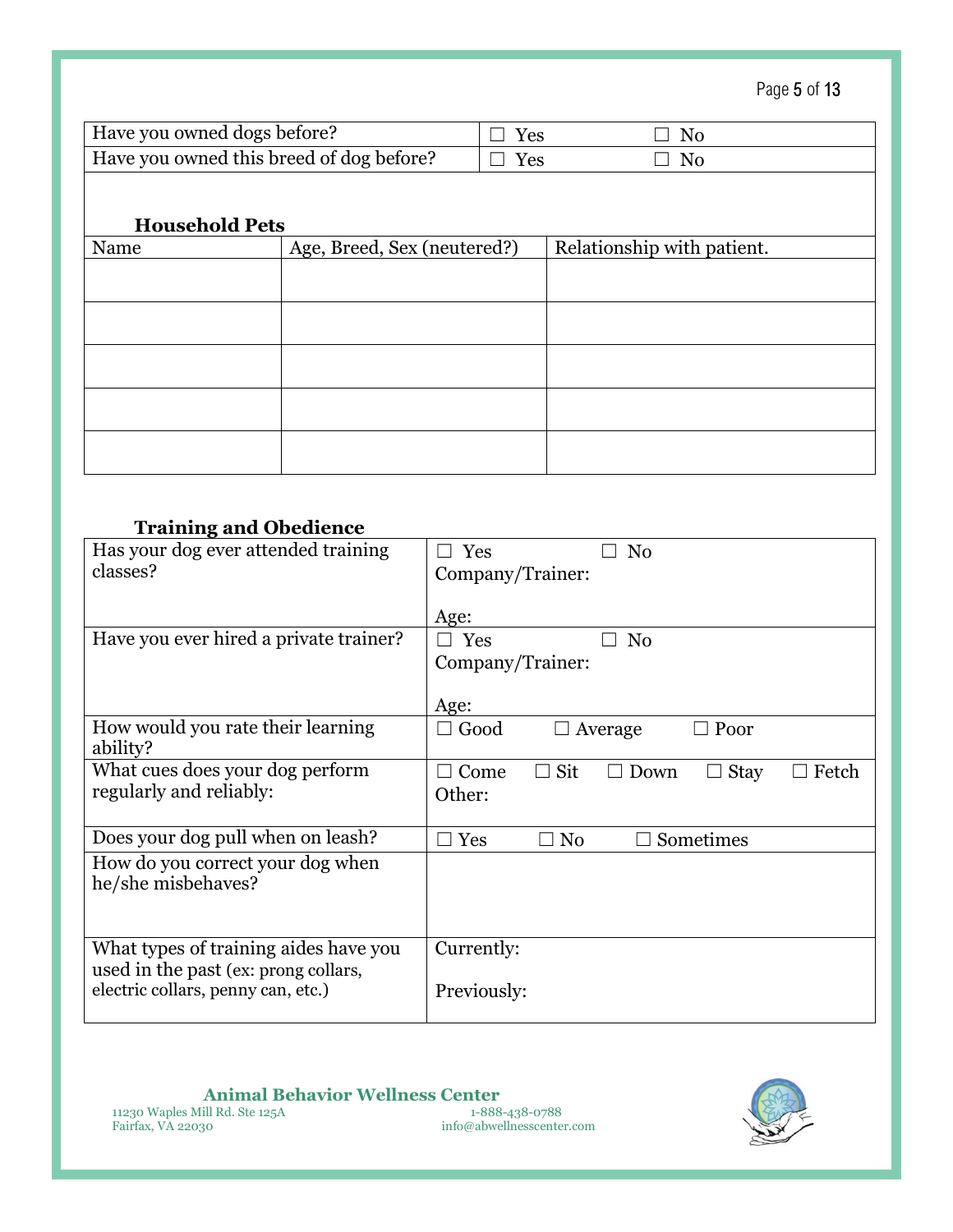| Have you owned dogs before? | ☐ Yes | ☐ No |
|---|---|---|
| Have you owned this breed of dog before? | ☐ Yes | ☐ No |

### Household Pets

| Name | Age, Breed, Sex (neutered?) | Relationship with patient. |
|---|---|---|
| | | |
| | | |
| | | |
| | | |
| | | |

### Training and Obedience

| Question | Response |
|---|---|
| Has your dog ever attended training classes? | ☐ Yes ☐ No<br>Company/Trainer:<br><br>Age: |
| Have you ever hired a private trainer? | ☐ Yes ☐ No<br>Company/Trainer:<br><br>Age: |
| How would you rate their learning ability? | ☐ Good ☐ Average ☐ Poor |
| What cues does your dog perform regularly and reliably: | ☐ Come ☐ Sit ☐ Down ☐ Stay ☐ Fetch<br>Other: |
| Does your dog pull when on leash? | ☐ Yes ☐ No ☐ Sometimes |
| How do you correct your dog when he/she misbehaves? | |
| What types of training aides have you used in the past (ex: prong collars, electric collars, penny can, etc.) | Currently:<br><br>Previously: |

**Animal Behavior Wellness Center**
11230 Waples Mill Rd. Ste 125A
Fairfax, VA 22030
1-888-438-0788
info@abwellnesscenter.com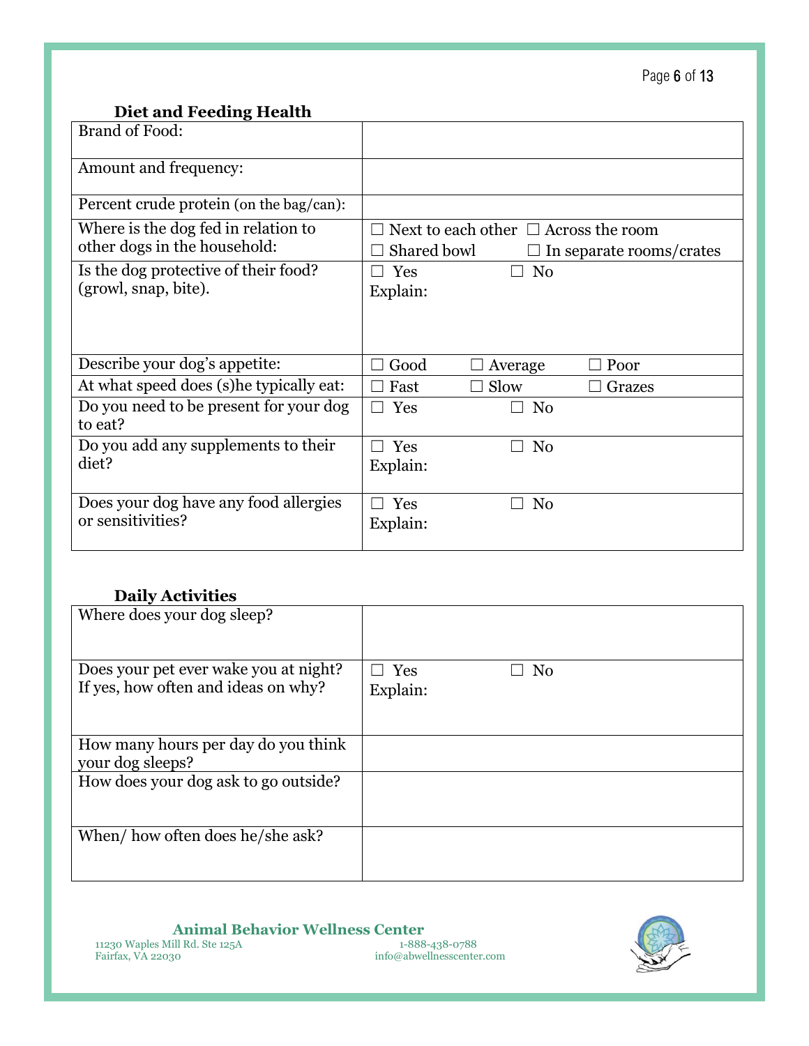### Diet and Feeding Health

| | |
|---|---|
| Brand of Food: | |
| Amount and frequency: | |
| Percent crude protein (on the bag/can): | |
| Where is the dog fed in relation to other dogs in the household: | ☐ Next to each other ☐ Across the room ☐ Shared bowl ☐ In separate rooms/crates |
| Is the dog protective of their food? (growl, snap, bite). | ☐ Yes ☐ No<br>Explain: |
| Describe your dog's appetite: | ☐ Good ☐ Average ☐ Poor |
| At what speed does (s)he typically eat: | ☐ Fast ☐ Slow ☐ Grazes |
| Do you need to be present for your dog to eat? | ☐ Yes ☐ No |
| Do you add any supplements to their diet? | ☐ Yes ☐ No<br>Explain: |
| Does your dog have any food allergies or sensitivities? | ☐ Yes ☐ No<br>Explain: |

### Daily Activities

| | |
|---|---|
| Where does your dog sleep? | |
| Does your pet ever wake you at night? If yes, how often and ideas on why? | ☐ Yes ☐ No<br>Explain: |
| How many hours per day do you think your dog sleeps? | |
| How does your dog ask to go outside? | |
| When/ how often does he/she ask? | |

**Animal Behavior Wellness Center**
11230 Waples Mill Rd. Ste 125A
Fairfax, VA 22030
1-888-438-0788
info@abwellnesscenter.com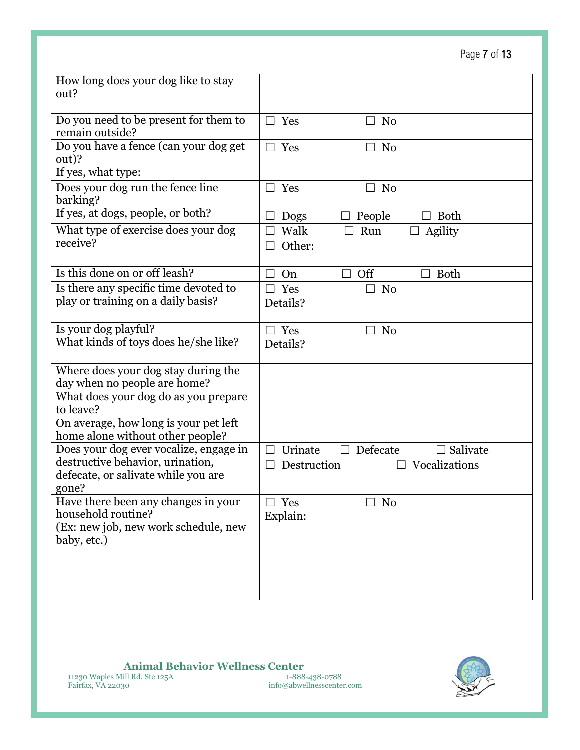| | |
|---|---|
| How long does your dog like to stay out? | |
| Do you need to be present for them to remain outside? | ☐ Yes ☐ No |
| Do you have a fence (can your dog get out)?<br>If yes, what type: | ☐ Yes ☐ No |
| Does your dog run the fence line barking?<br>If yes, at dogs, people, or both? | ☐ Yes ☐ No<br>☐ Dogs ☐ People ☐ Both |
| What type of exercise does your dog receive? | ☐ Walk ☐ Run ☐ Agility<br>☐ Other: |
| Is this done on or off leash? | ☐ On ☐ Off ☐ Both |
| Is there any specific time devoted to play or training on a daily basis? | ☐ Yes ☐ No<br>Details? |
| Is your dog playful?<br>What kinds of toys does he/she like? | ☐ Yes ☐ No<br>Details? |
| Where does your dog stay during the day when no people are home? | |
| What does your dog do as you prepare to leave? | |
| On average, how long is your pet left home alone without other people? | |
| Does your dog ever vocalize, engage in destructive behavior, urination, defecate, or salivate while you are gone? | ☐ Urinate ☐ Defecate ☐ Salivate<br>☐ Destruction ☐ Vocalizations |
| Have there been any changes in your household routine?<br>(Ex: new job, new work schedule, new baby, etc.) | ☐ Yes ☐ No<br>Explain: |

**Animal Behavior Wellness Center**
11230 Waples Mill Rd. Ste 125A
Fairfax, VA 22030
1-888-438-0788
info@abwellnesscenter.com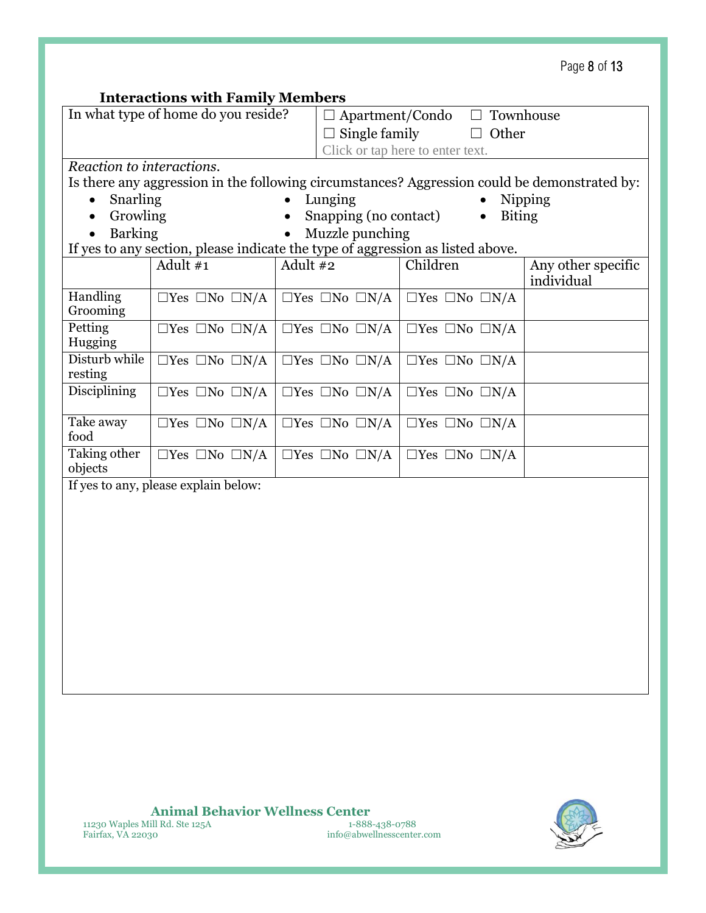### Interactions with Family Members

| In what type of home do you reside? | ☐ Apartment/Condo ☐ Townhouse<br>☐ Single family ☐ Other<br>Click or tap here to enter text. |
|---|---|

*Reaction to interactions.*

Is there any aggression in the following circumstances? Aggression could be demonstrated by:

- Snarling
- Growling
- Barking
- Lunging
- Snapping (no contact)
- Muzzle punching
- Nipping
- Biting

If yes to any section, please indicate the type of aggression as listed above.

| | Adult #1 | Adult #2 | Children | Any other specific individual |
|---|---|---|---|---|
| Handling Grooming | ☐Yes ☐No ☐N/A | ☐Yes ☐No ☐N/A | ☐Yes ☐No ☐N/A | |
| Petting Hugging | ☐Yes ☐No ☐N/A | ☐Yes ☐No ☐N/A | ☐Yes ☐No ☐N/A | |
| Disturb while resting | ☐Yes ☐No ☐N/A | ☐Yes ☐No ☐N/A | ☐Yes ☐No ☐N/A | |
| Disciplining | ☐Yes ☐No ☐N/A | ☐Yes ☐No ☐N/A | ☐Yes ☐No ☐N/A | |
| Take away food | ☐Yes ☐No ☐N/A | ☐Yes ☐No ☐N/A | ☐Yes ☐No ☐N/A | |
| Taking other objects | ☐Yes ☐No ☐N/A | ☐Yes ☐No ☐N/A | ☐Yes ☐No ☐N/A | |

If yes to any, please explain below: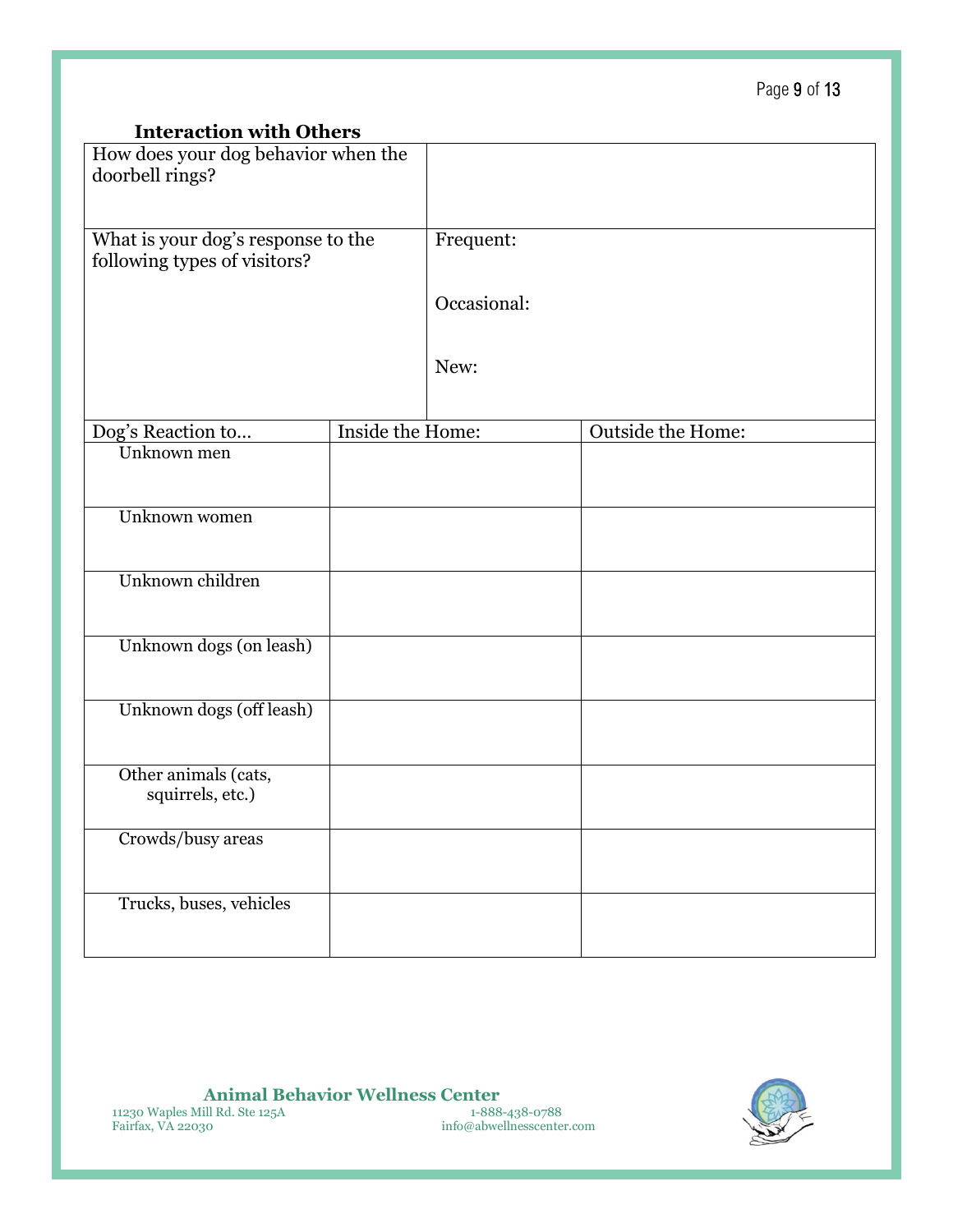### Interaction with Others

| How does your dog behavior when the doorbell rings? | |
|---|---|
| What is your dog's response to the following types of visitors? | Frequent:<br><br>Occasional:<br><br>New: |

| Dog's Reaction to… | Inside the Home: | Outside the Home: |
|---|---|---|
| Unknown men | | |
| Unknown women | | |
| Unknown children | | |
| Unknown dogs (on leash) | | |
| Unknown dogs (off leash) | | |
| Other animals (cats, squirrels, etc.) | | |
| Crowds/busy areas | | |
| Trucks, buses, vehicles | | |

**Animal Behavior Wellness Center**
11230 Waples Mill Rd. Ste 125A
Fairfax, VA 22030
1-888-438-0788
info@abwellnesscenter.com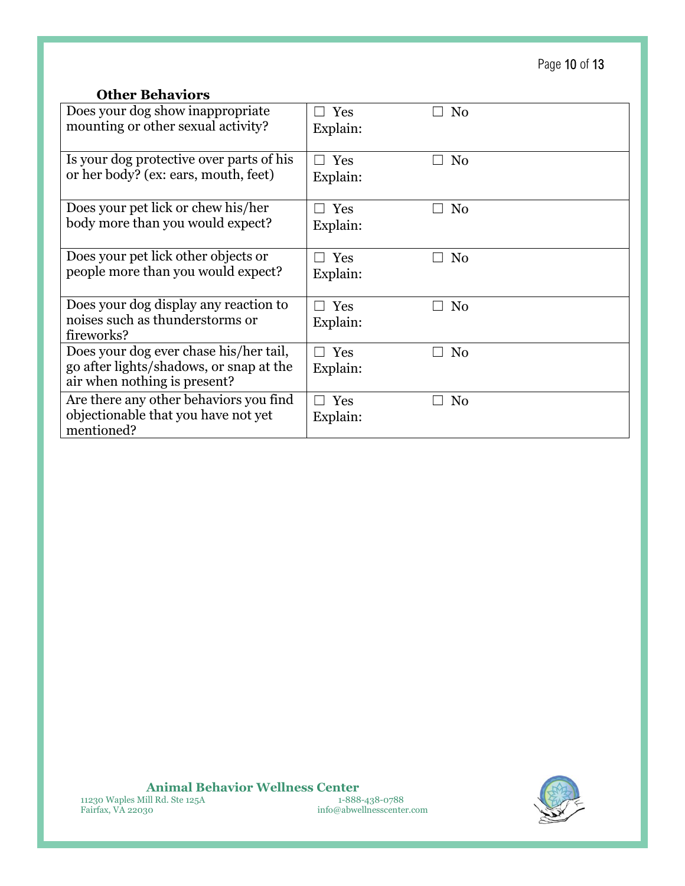### Other Behaviors

| Question | Response | |
|---|---|---|
| Does your dog show inappropriate mounting or other sexual activity? | ☐ Yes<br>Explain: | ☐ No |
| Is your dog protective over parts of his or her body? (ex: ears, mouth, feet) | ☐ Yes<br>Explain: | ☐ No |
| Does your pet lick or chew his/her body more than you would expect? | ☐ Yes<br>Explain: | ☐ No |
| Does your pet lick other objects or people more than you would expect? | ☐ Yes<br>Explain: | ☐ No |
| Does your dog display any reaction to noises such as thunderstorms or fireworks? | ☐ Yes<br>Explain: | ☐ No |
| Does your dog ever chase his/her tail, go after lights/shadows, or snap at the air when nothing is present? | ☐ Yes<br>Explain: | ☐ No |
| Are there any other behaviors you find objectionable that you have not yet mentioned? | ☐ Yes<br>Explain: | ☐ No |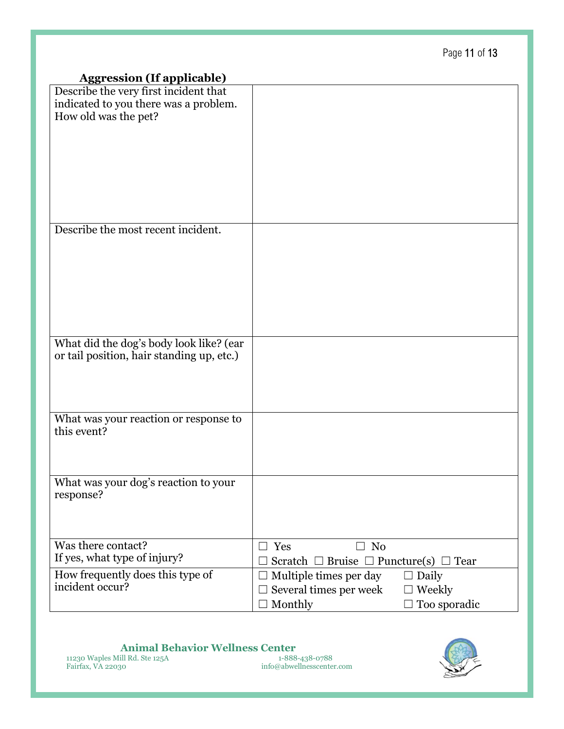**Aggression (If applicable)**

| | |
|---|---|
| Describe the very first incident that indicated to you there was a problem. How old was the pet? | |
| Describe the most recent incident. | |
| What did the dog's body look like? (ear or tail position, hair standing up, etc.) | |
| What was your reaction or response to this event? | |
| What was your dog's reaction to your response? | |
| Was there contact?<br>If yes, what type of injury? | ☐ Yes ☐ No<br>☐ Scratch ☐ Bruise ☐ Puncture(s) ☐ Tear |
| How frequently does this type of incident occur? | ☐ Multiple times per day ☐ Daily<br>☐ Several times per week ☐ Weekly<br>☐ Monthly ☐ Too sporadic |

**Animal Behavior Wellness Center**
11230 Waples Mill Rd. Ste 125A
Fairfax, VA 22030
1-888-438-0788
info@abwellnesscenter.com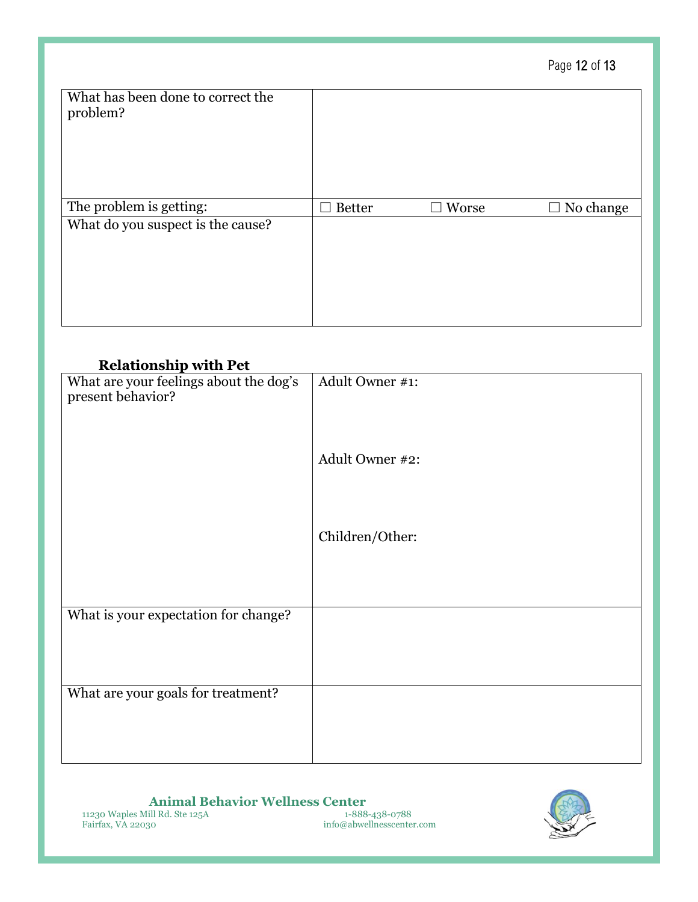| | |
|---|---|
| What has been done to correct the problem? | |
| The problem is getting: | ☐ Better ☐ Worse ☐ No change |
| What do you suspect is the cause? | |

**Relationship with Pet**

| | |
|---|---|
| What are your feelings about the dog's present behavior? | Adult Owner #1:<br><br>Adult Owner #2:<br><br>Children/Other: |
| What is your expectation for change? | |
| What are your goals for treatment? | |

**Animal Behavior Wellness Center**
11230 Waples Mill Rd. Ste 125A
Fairfax, VA 22030
1-888-438-0788
info@abwellnesscenter.com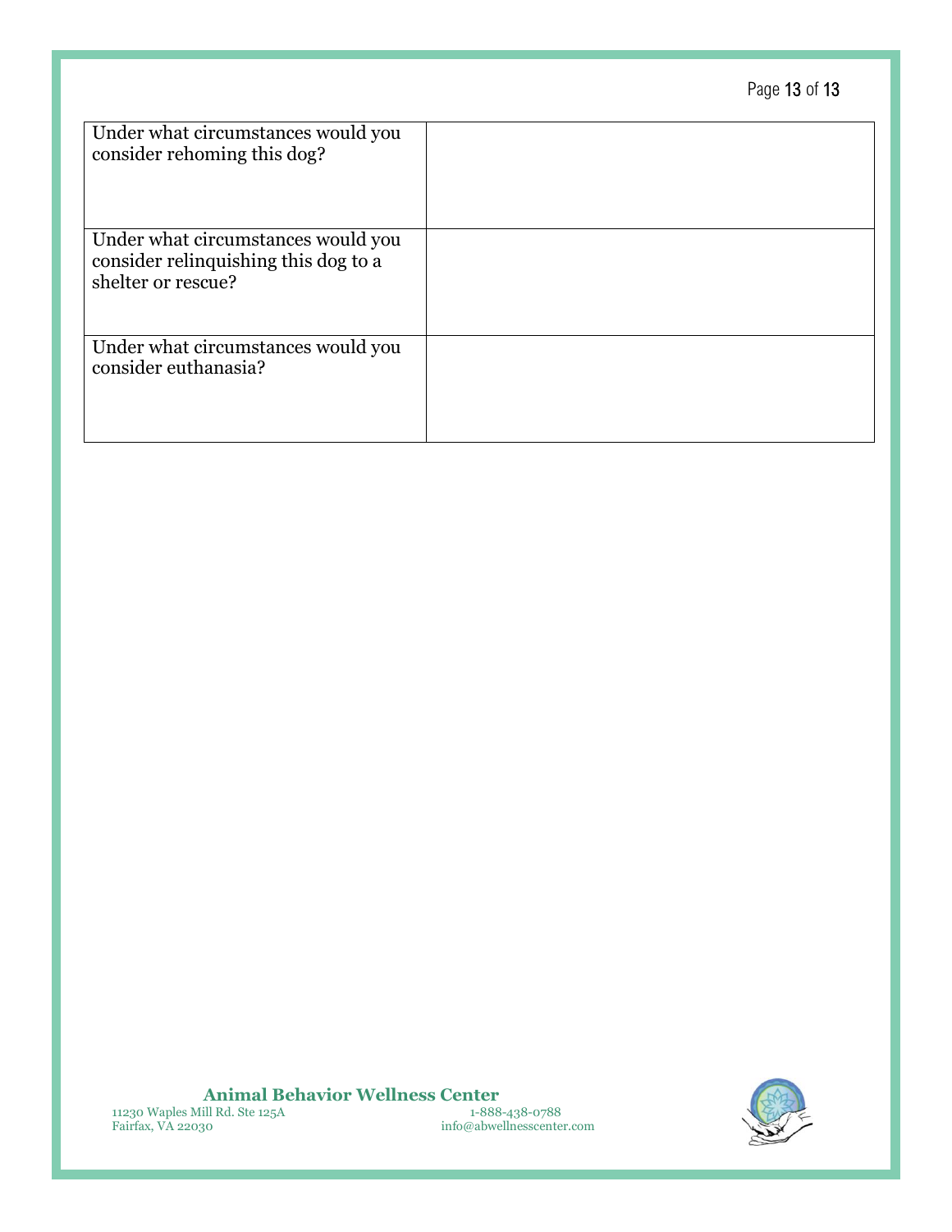| | |
|---|---|
| Under what circumstances would you consider rehoming this dog? | |
| Under what circumstances would you consider relinquishing this dog to a shelter or rescue? | |
| Under what circumstances would you consider euthanasia? | |